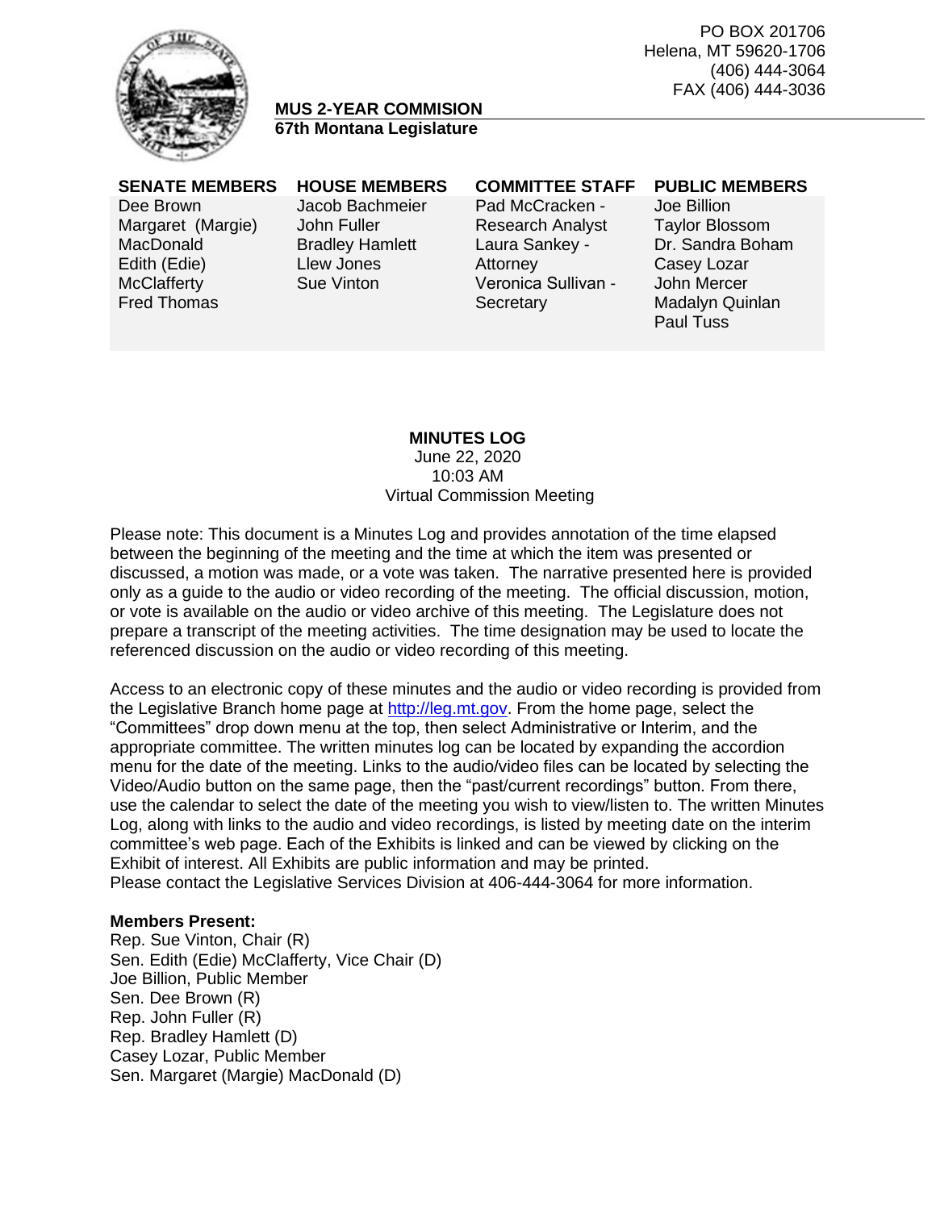PO BOX 201706
Helena, MT 59620-1706
(406) 444-3064
FAX (406) 444-3036

**MUS 2-YEAR COMMISION**
**67th Montana Legislature**

| SENATE MEMBERS | HOUSE MEMBERS | COMMITTEE STAFF | PUBLIC MEMBERS |
|---|---|---|---|
| Dee Brown | Jacob Bachmeier | Pad McCracken - Research Analyst | Joe Billion |
| Margaret (Margie) MacDonald | John Fuller | Laura Sankey - Attorney | Taylor Blossom |
| Edith (Edie) McClafferty | Bradley Hamlett | Veronica Sullivan - Secretary | Dr. Sandra Boham |
| Fred Thomas | Llew Jones | | Casey Lozar |
| | Sue Vinton | | John Mercer |
| | | | Madalyn Quinlan |
| | | | Paul Tuss |

**MINUTES LOG**
June 22, 2020
10:03 AM
Virtual Commission Meeting

Please note: This document is a Minutes Log and provides annotation of the time elapsed between the beginning of the meeting and the time at which the item was presented or discussed, a motion was made, or a vote was taken. The narrative presented here is provided only as a guide to the audio or video recording of the meeting. The official discussion, motion, or vote is available on the audio or video archive of this meeting. The Legislature does not prepare a transcript of the meeting activities. The time designation may be used to locate the referenced discussion on the audio or video recording of this meeting.

Access to an electronic copy of these minutes and the audio or video recording is provided from the Legislative Branch home page at http://leg.mt.gov. From the home page, select the "Committees" drop down menu at the top, then select Administrative or Interim, and the appropriate committee. The written minutes log can be located by expanding the accordion menu for the date of the meeting. Links to the audio/video files can be located by selecting the Video/Audio button on the same page, then the "past/current recordings" button. From there, use the calendar to select the date of the meeting you wish to view/listen to. The written Minutes Log, along with links to the audio and video recordings, is listed by meeting date on the interim committee's web page. Each of the Exhibits is linked and can be viewed by clicking on the Exhibit of interest. All Exhibits are public information and may be printed.
Please contact the Legislative Services Division at 406-444-3064 for more information.

**Members Present:**
Rep. Sue Vinton, Chair (R)
Sen. Edith (Edie) McClafferty, Vice Chair (D)
Joe Billion, Public Member
Sen. Dee Brown (R)
Rep. John Fuller (R)
Rep. Bradley Hamlett (D)
Casey Lozar, Public Member
Sen. Margaret (Margie) MacDonald (D)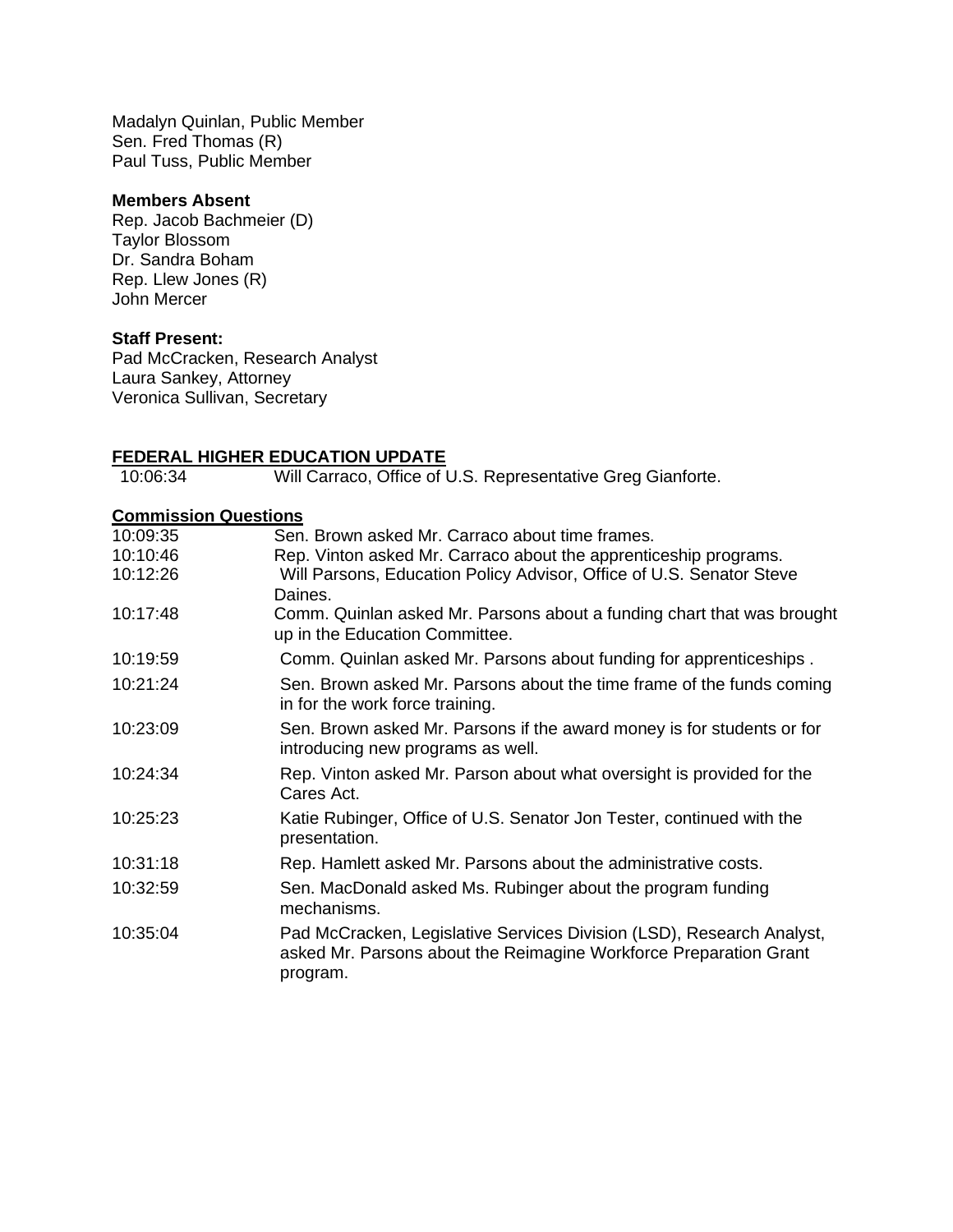Madalyn Quinlan, Public Member
Sen. Fred Thomas (R)
Paul Tuss, Public Member

**Members Absent**
Rep. Jacob Bachmeier (D)
Taylor Blossom
Dr. Sandra Boham
Rep. Llew Jones (R)
John Mercer

**Staff Present:**
Pad McCracken, Research Analyst
Laura Sankey, Attorney
Veronica Sullivan, Secretary

**FEDERAL HIGHER EDUCATION UPDATE**

| | |
|---|---|
| 10:06:34 | Will Carraco, Office of U.S. Representative Greg Gianforte. |

**Commission Questions**

| | |
|---|---|
| 10:09:35 | Sen. Brown asked Mr. Carraco about time frames. |
| 10:10:46 | Rep. Vinton asked Mr. Carraco about the apprenticeship programs. |
| 10:12:26 | Will Parsons, Education Policy Advisor, Office of U.S. Senator Steve Daines. |
| 10:17:48 | Comm. Quinlan asked Mr. Parsons about a funding chart that was brought up in the Education Committee. |
| 10:19:59 | Comm. Quinlan asked Mr. Parsons about funding for apprenticeships . |
| 10:21:24 | Sen. Brown asked Mr. Parsons about the time frame of the funds coming in for the work force training. |
| 10:23:09 | Sen. Brown asked Mr. Parsons if the award money is for students or for introducing new programs as well. |
| 10:24:34 | Rep. Vinton asked Mr. Parson about what oversight is provided for the Cares Act. |
| 10:25:23 | Katie Rubinger, Office of U.S. Senator Jon Tester, continued with the presentation. |
| 10:31:18 | Rep. Hamlett asked Mr. Parsons about the administrative costs. |
| 10:32:59 | Sen. MacDonald asked Ms. Rubinger about the program funding mechanisms. |
| 10:35:04 | Pad McCracken, Legislative Services Division (LSD), Research Analyst, asked Mr. Parsons about the Reimagine Workforce Preparation Grant program. |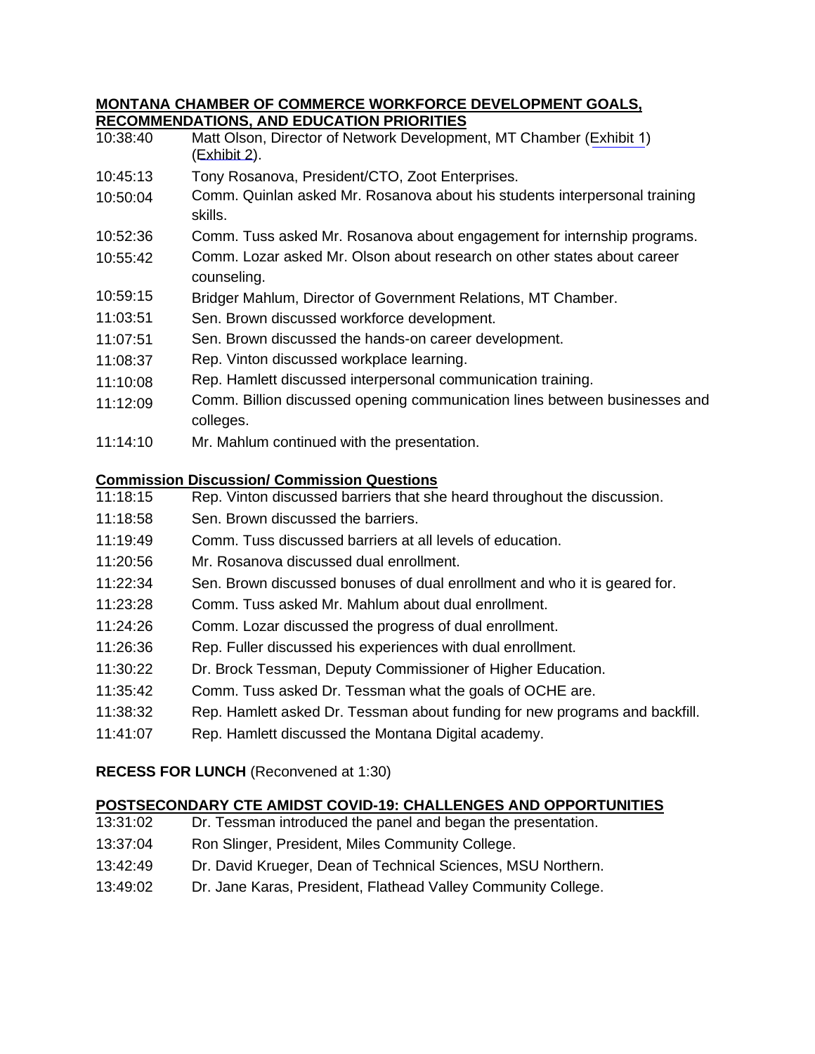**MONTANA CHAMBER OF COMMERCE WORKFORCE DEVELOPMENT GOALS, RECOMMENDATIONS, AND EDUCATION PRIORITIES**

| | |
|---|---|
| 10:38:40 | Matt Olson, Director of Network Development, MT Chamber (Exhibit 1) (Exhibit 2). |
| 10:45:13 | Tony Rosanova, President/CTO, Zoot Enterprises. |
| 10:50:04 | Comm. Quinlan asked Mr. Rosanova about his students interpersonal training skills. |
| 10:52:36 | Comm. Tuss asked Mr. Rosanova about engagement for internship programs. |
| 10:55:42 | Comm. Lozar asked Mr. Olson about research on other states about career counseling. |
| 10:59:15 | Bridger Mahlum, Director of Government Relations, MT Chamber. |
| 11:03:51 | Sen. Brown discussed workforce development. |
| 11:07:51 | Sen. Brown discussed the hands-on career development. |
| 11:08:37 | Rep. Vinton discussed workplace learning. |
| 11:10:08 | Rep. Hamlett discussed interpersonal communication training. |
| 11:12:09 | Comm. Billion discussed opening communication lines between businesses and colleges. |
| 11:14:10 | Mr. Mahlum continued with the presentation. |

**Commission Discussion/ Commission Questions**

| | |
|---|---|
| 11:18:15 | Rep. Vinton discussed barriers that she heard throughout the discussion. |
| 11:18:58 | Sen. Brown discussed the barriers. |
| 11:19:49 | Comm. Tuss discussed barriers at all levels of education. |
| 11:20:56 | Mr. Rosanova discussed dual enrollment. |
| 11:22:34 | Sen. Brown discussed bonuses of dual enrollment and who it is geared for. |
| 11:23:28 | Comm. Tuss asked Mr. Mahlum about dual enrollment. |
| 11:24:26 | Comm. Lozar discussed the progress of dual enrollment. |
| 11:26:36 | Rep. Fuller discussed his experiences with dual enrollment. |
| 11:30:22 | Dr. Brock Tessman, Deputy Commissioner of Higher Education. |
| 11:35:42 | Comm. Tuss asked Dr. Tessman what the goals of OCHE are. |
| 11:38:32 | Rep. Hamlett asked Dr. Tessman about funding for new programs and backfill. |
| 11:41:07 | Rep. Hamlett discussed the Montana Digital academy. |

**RECESS FOR LUNCH** (Reconvened at 1:30)

**POSTSECONDARY CTE AMIDST COVID-19: CHALLENGES AND OPPORTUNITIES**

| | |
|---|---|
| 13:31:02 | Dr. Tessman introduced the panel and began the presentation. |
| 13:37:04 | Ron Slinger, President, Miles Community College. |
| 13:42:49 | Dr. David Krueger, Dean of Technical Sciences, MSU Northern. |
| 13:49:02 | Dr. Jane Karas, President, Flathead Valley Community College. |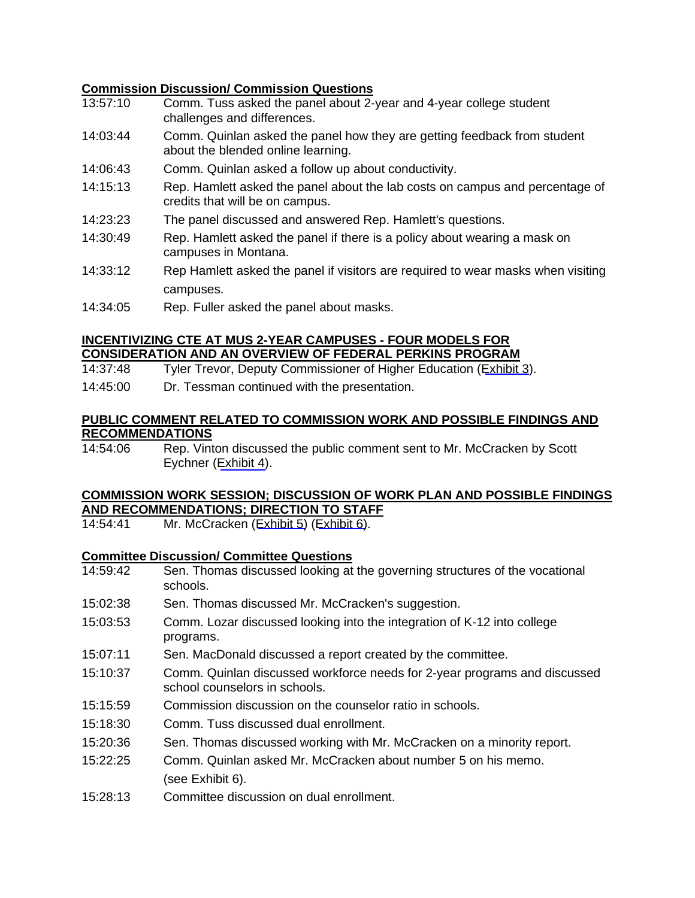**Commission Discussion/ Commission Questions**

| | |
|---|---|
| 13:57:10 | Comm. Tuss asked the panel about 2-year and 4-year college student challenges and differences. |
| 14:03:44 | Comm. Quinlan asked the panel how they are getting feedback from student about the blended online learning. |
| 14:06:43 | Comm. Quinlan asked a follow up about conductivity. |
| 14:15:13 | Rep. Hamlett asked the panel about the lab costs on campus and percentage of credits that will be on campus. |
| 14:23:23 | The panel discussed and answered Rep. Hamlett's questions. |
| 14:30:49 | Rep. Hamlett asked the panel if there is a policy about wearing a mask on campuses in Montana. |
| 14:33:12 | Rep Hamlett asked the panel if visitors are required to wear masks when visiting campuses. |
| 14:34:05 | Rep. Fuller asked the panel about masks. |

**INCENTIVIZING CTE AT MUS 2-YEAR CAMPUSES - FOUR MODELS FOR CONSIDERATION AND AN OVERVIEW OF FEDERAL PERKINS PROGRAM**

| | |
|---|---|
| 14:37:48 | Tyler Trevor, Deputy Commissioner of Higher Education (Exhibit 3). |
| 14:45:00 | Dr. Tessman continued with the presentation. |

**PUBLIC COMMENT RELATED TO COMMISSION WORK AND POSSIBLE FINDINGS AND RECOMMENDATIONS**

| | |
|---|---|
| 14:54:06 | Rep. Vinton discussed the public comment sent to Mr. McCracken by Scott Eychner (Exhibit 4). |

**COMMISSION WORK SESSION; DISCUSSION OF WORK PLAN AND POSSIBLE FINDINGS AND RECOMMENDATIONS; DIRECTION TO STAFF**

| | |
|---|---|
| 14:54:41 | Mr. McCracken (Exhibit 5) (Exhibit 6). |

**Committee Discussion/ Committee Questions**

| | |
|---|---|
| 14:59:42 | Sen. Thomas discussed looking at the governing structures of the vocational schools. |
| 15:02:38 | Sen. Thomas discussed Mr. McCracken's suggestion. |
| 15:03:53 | Comm. Lozar discussed looking into the integration of K-12 into college programs. |
| 15:07:11 | Sen. MacDonald discussed a report created by the committee. |
| 15:10:37 | Comm. Quinlan discussed workforce needs for 2-year programs and discussed school counselors in schools. |
| 15:15:59 | Commission discussion on the counselor ratio in schools. |
| 15:18:30 | Comm. Tuss discussed dual enrollment. |
| 15:20:36 | Sen. Thomas discussed working with Mr. McCracken on a minority report. |
| 15:22:25 | Comm. Quinlan asked Mr. McCracken about number 5 on his memo. (see Exhibit 6). |
| 15:28:13 | Committee discussion on dual enrollment. |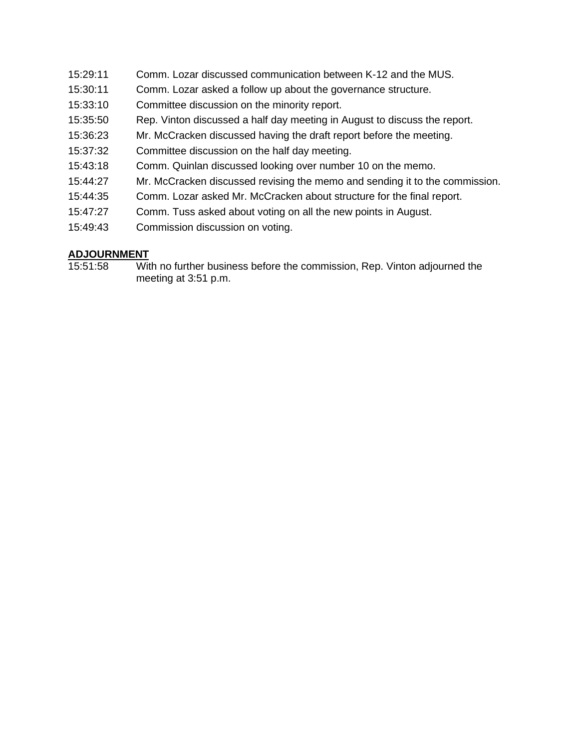15:29:11 Comm. Lozar discussed communication between K-12 and the MUS.

15:30:11 Comm. Lozar asked a follow up about the governance structure.

15:33:10 Committee discussion on the minority report.

15:35:50 Rep. Vinton discussed a half day meeting in August to discuss the report.

15:36:23 Mr. McCracken discussed having the draft report before the meeting.

15:37:32 Committee discussion on the half day meeting.

15:43:18 Comm. Quinlan discussed looking over number 10 on the memo.

15:44:27 Mr. McCracken discussed revising the memo and sending it to the commission.

15:44:35 Comm. Lozar asked Mr. McCracken about structure for the final report.

15:47:27 Comm. Tuss asked about voting on all the new points in August.

15:49:43 Commission discussion on voting.

**ADJOURNMENT**

15:51:58 With no further business before the commission, Rep. Vinton adjourned the meeting at 3:51 p.m.